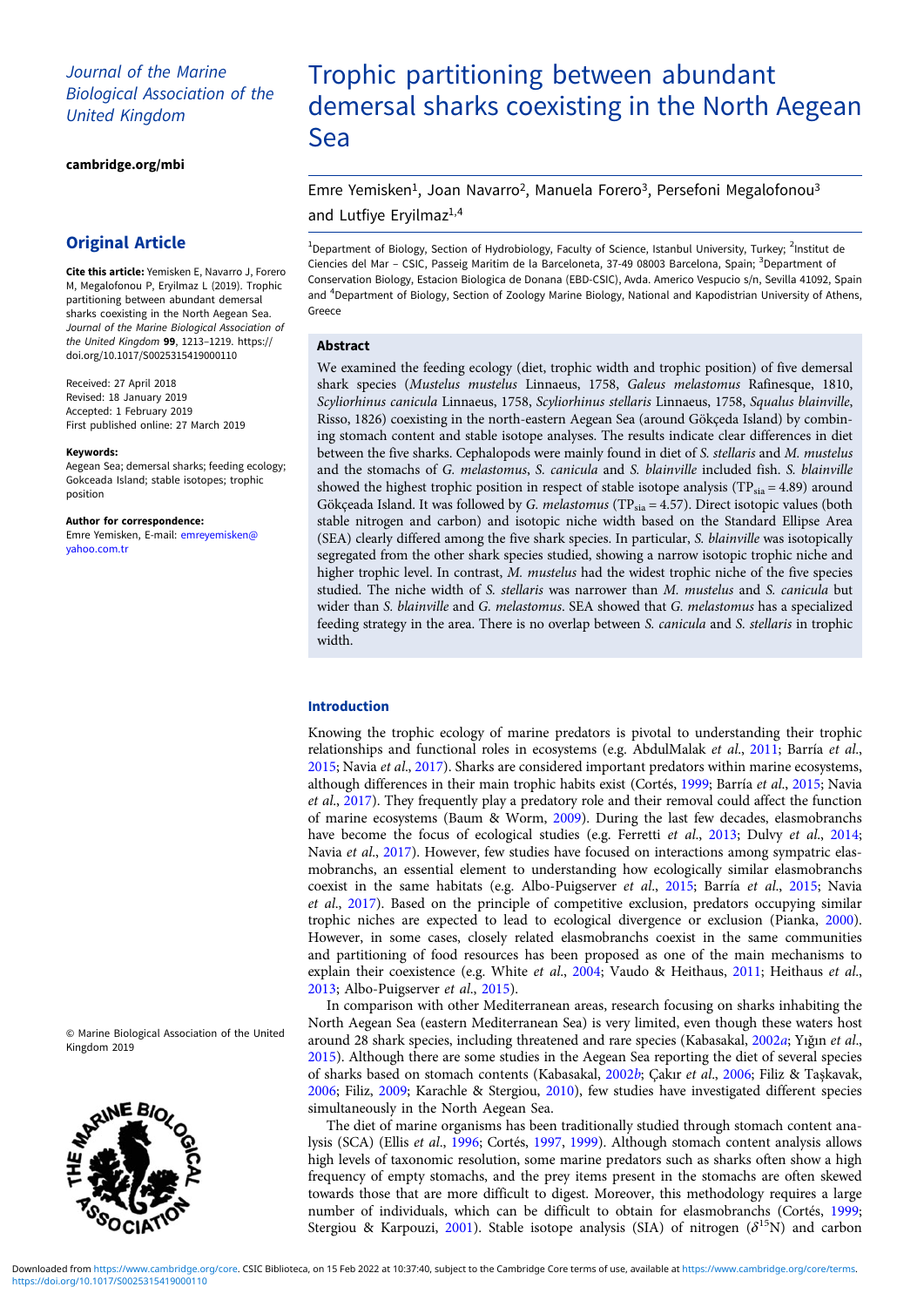Journal of the Marine Biological Association of the United Kingdom

cambridge.org/mbi

## Original Article

**Cite this article:** Yemisken E, Navarro J, Forero M, Megalofonou P, Eryilmaz L (2019). Trophic partitioning between abundant demersal sharks coexisting in the North Aegean Sea. *Journal of the Marine Biological Association of the United Kingdom* **99**, 1213–1219. https://doi.org/10.1017/S0025315419000110

Received: 27 April 2018
Revised: 18 January 2019
Accepted: 1 February 2019
First published online: 27 March 2019

**Keywords:**
Aegean Sea; demersal sharks; feeding ecology; Gokceada Island; stable isotopes; trophic position

**Author for correspondence:**
Emre Yemisken, E-mail: emreyemisken@yahoo.com.tr

© Marine Biological Association of the United Kingdom 2019

# Trophic partitioning between abundant demersal sharks coexisting in the North Aegean Sea

Emre Yemisken[1], Joan Navarro[2], Manuela Forero[3], Persefoni Megalofonou[3] and Lutfiye Eryilmaz[1,4]

[1]Department of Biology, Section of Hydrobiology, Faculty of Science, Istanbul University, Turkey; [2]Institut de Ciencies del Mar – CSIC, Passeig Maritim de la Barceloneta, 37-49 08003 Barcelona, Spain; [3]Department of Conservation Biology, Estacion Biologica de Donana (EBD-CSIC), Avda. Americo Vespucio s/n, Sevilla 41092, Spain and [4]Department of Biology, Section of Zoology Marine Biology, National and Kapodistrian University of Athens, Greece

### Abstract

We examined the feeding ecology (diet, trophic width and trophic position) of five demersal shark species (*Mustelus mustelus* Linnaeus, 1758, *Galeus melastomus* Rafinesque, 1810, *Scyliorhinus canicula* Linnaeus, 1758, *Scyliorhinus stellaris* Linnaeus, 1758, *Squalus blainville*, Risso, 1826) coexisting in the north-eastern Aegean Sea (around Gökçeda Island) by combining stomach content and stable isotope analyses. The results indicate clear differences in diet between the five sharks. Cephalopods were mainly found in diet of *S. stellaris* and *M. mustelus* and the stomachs of *G. melastomus*, *S. canicula* and *S. blainville* included fish. *S. blainville* showed the highest trophic position in respect of stable isotope analysis ($TP_{sia} = 4.89$) around Gökçeada Island. It was followed by *G. melastomus* ($TP_{sia} = 4.57$). Direct isotopic values (both stable nitrogen and carbon) and isotopic niche width based on the Standard Ellipse Area (SEA) clearly differed among the five shark species. In particular, *S. blainville* was isotopically segregated from the other shark species studied, showing a narrow isotopic trophic niche and higher trophic level. In contrast, *M. mustelus* had the widest trophic niche of the five species studied. The niche width of *S. stellaris* was narrower than *M. mustelus* and *S. canicula* but wider than *S. blainville* and *G. melastomus*. SEA showed that *G. melastomus* has a specialized feeding strategy in the area. There is no overlap between *S. canicula* and *S. stellaris* in trophic width.

### Introduction

Knowing the trophic ecology of marine predators is pivotal to understanding their trophic relationships and functional roles in ecosystems (e.g. AbdulMalak *et al.*, 2011; Barría *et al.*, 2015; Navia *et al.*, 2017). Sharks are considered important predators within marine ecosystems, although differences in their main trophic habits exist (Cortés, 1999; Barría *et al.*, 2015; Navia *et al.*, 2017). They frequently play a predatory role and their removal could affect the function of marine ecosystems (Baum & Worm, 2009). During the last few decades, elasmobranchs have become the focus of ecological studies (e.g. Ferretti *et al.*, 2013; Dulvy *et al.*, 2014; Navia *et al.*, 2017). However, few studies have focused on interactions among sympatric elasmobranchs, an essential element to understanding how ecologically similar elasmobranchs coexist in the same habitats (e.g. Albo-Puigserver *et al.*, 2015; Barría *et al.*, 2015; Navia *et al.*, 2017). Based on the principle of competitive exclusion, predators occupying similar trophic niches are expected to lead to ecological divergence or exclusion (Pianka, 2000). However, in some cases, closely related elasmobranchs coexist in the same communities and partitioning of food resources has been proposed as one of the main mechanisms to explain their coexistence (e.g. White *et al.*, 2004; Vaudo & Heithaus, 2011; Heithaus *et al.*, 2013; Albo-Puigserver *et al.*, 2015).

In comparison with other Mediterranean areas, research focusing on sharks inhabiting the North Aegean Sea (eastern Mediterranean Sea) is very limited, even though these waters host around 28 shark species, including threatened and rare species (Kabasakal, 2002*a*; Yığın *et al.*, 2015). Although there are some studies in the Aegean Sea reporting the diet of several species of sharks based on stomach contents (Kabasakal, 2002*b*; Çakır *et al.*, 2006; Filiz & Taşkavak, 2006; Filiz, 2009; Karachle & Stergiou, 2010), few studies have investigated different species simultaneously in the North Aegean Sea.

The diet of marine organisms has been traditionally studied through stomach content analysis (SCA) (Ellis *et al.*, 1996; Cortés, 1997, 1999). Although stomach content analysis allows high levels of taxonomic resolution, some marine predators such as sharks often show a high frequency of empty stomachs, and the prey items present in the stomachs are often skewed towards those that are more difficult to digest. Moreover, this methodology requires a large number of individuals, which can be difficult to obtain for elasmobranchs (Cortés, 1999; Stergiou & Karpouzi, 2001). Stable isotope analysis (SIA) of nitrogen ($\delta^{15}N$) and carbon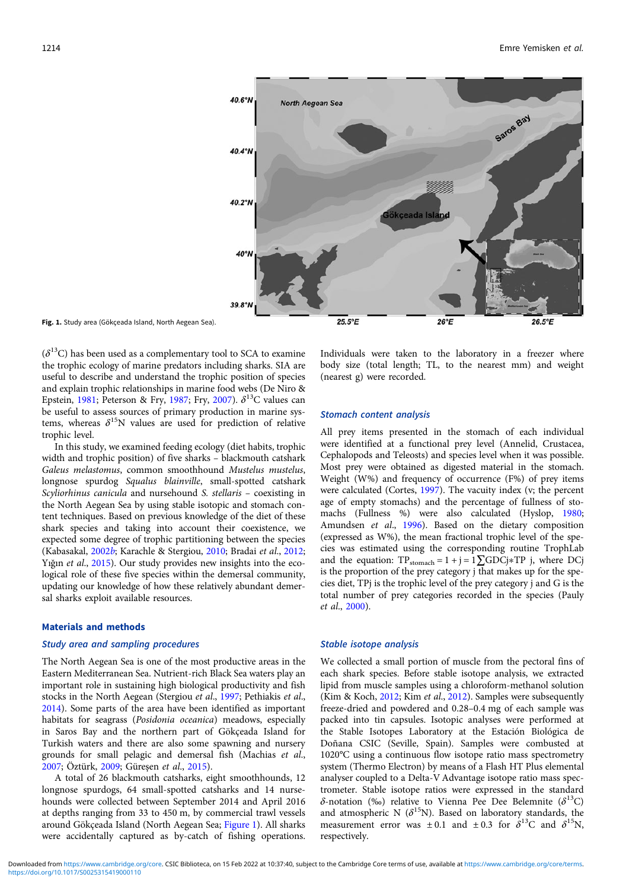Fig. 1. Study area (Gökçeada Island, North Aegean Sea).

($\delta^{13}C$) has been used as a complementary tool to SCA to examine the trophic ecology of marine predators including sharks. SIA are useful to describe and understand the trophic position of species and explain trophic relationships in marine food webs (De Niro & Epstein, 1981; Peterson & Fry, 1987; Fry, 2007). $\delta^{13}C$ values can be useful to assess sources of primary production in marine systems, whereas $\delta^{15}N$ values are used for prediction of relative trophic level.

In this study, we examined feeding ecology (diet habits, trophic width and trophic position) of five sharks – blackmouth catshark *Galeus melastomus*, common smoothhound *Mustelus mustelus*, longnose spurdog *Squalus blainville*, small-spotted catshark *Scyliorhinus canicula* and nursehound *S. stellaris* – coexisting in the North Aegean Sea by using stable isotopic and stomach content techniques. Based on previous knowledge of the diet of these shark species and taking into account their coexistence, we expected some degree of trophic partitioning between the species (Kabasakal, 2002*b*; Karachle & Stergiou, 2010; Bradai *et al*., 2012; Yığın *et al*., 2015). Our study provides new insights into the ecological role of these five species within the demersal community, updating our knowledge of how these relatively abundant demersal sharks exploit available resources.

## Materials and methods

### Study area and sampling procedures

The North Aegean Sea is one of the most productive areas in the Eastern Mediterranean Sea. Nutrient-rich Black Sea waters play an important role in sustaining high biological productivity and fish stocks in the North Aegean (Stergiou *et al*., 1997; Pethiakis *et al*., 2014). Some parts of the area have been identified as important habitats for seagrass (*Posidonia oceanica*) meadows, especially in Saros Bay and the northern part of Gökçeada Island for Turkish waters and there are also some spawning and nursery grounds for small pelagic and demersal fish (Machias *et al*., 2007; Öztürk, 2009; Güreşen *et al*., 2015).

A total of 26 blackmouth catsharks, eight smoothhounds, 12 longnose spurdogs, 64 small-spotted catsharks and 14 nursehounds were collected between September 2014 and April 2016 at depths ranging from 33 to 450 m, by commercial trawl vessels around Gökçeada Island (North Aegean Sea; Figure 1). All sharks were accidentally captured as by-catch of fishing operations. Individuals were taken to the laboratory in a freezer where body size (total length; TL, to the nearest mm) and weight (nearest g) were recorded.

### Stomach content analysis

All prey items presented in the stomach of each individual were identified at a functional prey level (Annelid, Crustacea, Cephalopods and Teleosts) and species level when it was possible. Most prey were obtained as digested material in the stomach. Weight (W%) and frequency of occurrence (F%) of prey items were calculated (Cortes, 1997). The vacuity index (v; the percent age of empty stomachs) and the percentage of fullness of stomachs (Fullness %) were also calculated (Hyslop, 1980; Amundsen *et al*., 1996). Based on the dietary composition (expressed as W%), the mean fractional trophic level of the species diet was estimated using the corresponding routine TrophLab and the equation: $TP_{stomach} = 1 + j = 1\sum GDCj{*}TP\ j$, where DCj is the proportion of the prey category j that makes up for the species diet, TPj is the trophic level of the prey category j and G is the total number of prey categories recorded in the species (Pauly *et al*., 2000).

### Stable isotope analysis

We collected a small portion of muscle from the pectoral fins of each shark species. Before stable isotope analysis, we extracted lipid from muscle samples using a chloroform-methanol solution (Kim & Koch, 2012; Kim *et al*., 2012). Samples were subsequently freeze-dried and powdered and 0.28–0.4 mg of each sample was packed into tin capsules. Isotopic analyses were performed at the Stable Isotopes Laboratory at the Estación Biológica de Doñana CSIC (Seville, Spain). Samples were combusted at 1020°C using a continuous flow isotope ratio mass spectrometry system (Thermo Electron) by means of a Flash HT Plus elemental analyser coupled to a Delta-V Advantage isotope ratio mass spectrometer. Stable isotope ratios were expressed in the standard $\delta$-notation (‰) relative to Vienna Pee Dee Belemnite ($\delta^{13}C$) and atmospheric N ($\delta^{15}N$). Based on laboratory standards, the measurement error was ±0.1 and ±0.3 for $\delta^{13}C$ and $\delta^{15}N$, respectively.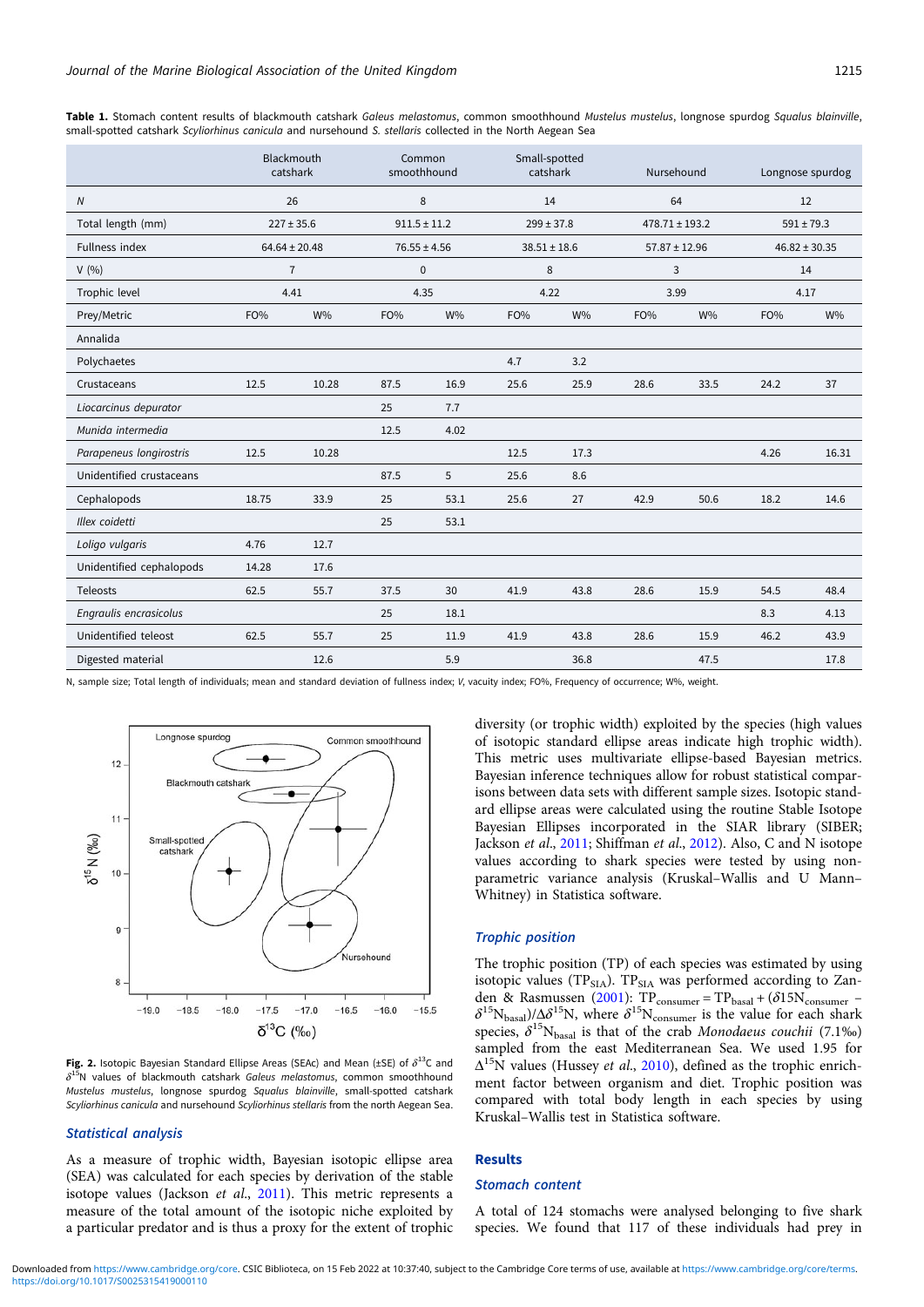**Table 1.** Stomach content results of blackmouth catshark *Galeus melastomus*, common smoothhound *Mustelus mustelus*, longnose spurdog *Squalus blainville*, small-spotted catshark *Scyliorhinus canicula* and nursehound *S. stellaris* collected in the North Aegean Sea

| | Blackmouth catshark | | Common smoothhound | | Small-spotted catshark | | Nursehound | | Longnose spurdog | |
|---|---|---|---|---|---|---|---|---|---|---|
| *N* | 26 | | 8 | | 14 | | 64 | | 12 | |
| Total length (mm) | 227 ± 35.6 | | 911.5 ± 11.2 | | 299 ± 37.8 | | 478.71 ± 193.2 | | 591 ± 79.3 | |
| Fullness index | 64.64 ± 20.48 | | 76.55 ± 4.56 | | 38.51 ± 18.6 | | 57.87 ± 12.96 | | 46.82 ± 30.35 | |
| V (%) | 7 | | 0 | | 8 | | 3 | | 14 | |
| Trophic level | 4.41 | | 4.35 | | 4.22 | | 3.99 | | 4.17 | |
| Prey/Metric | FO% | W% | FO% | W% | FO% | W% | FO% | W% | FO% | W% |
| Annalida | | | | | | | | | | |
| Polychaetes | | | | | 4.7 | 3.2 | | | | |
| Crustaceans | 12.5 | 10.28 | 87.5 | 16.9 | 25.6 | 25.9 | 28.6 | 33.5 | 24.2 | 37 |
| *Liocarcinus depurator* | | | 25 | 7.7 | | | | | | |
| *Munida intermedia* | | | 12.5 | 4.02 | | | | | | |
| *Parapeneus longirostris* | 12.5 | 10.28 | | | 12.5 | 17.3 | | | 4.26 | 16.31 |
| Unidentified crustaceans | | | 87.5 | 5 | 25.6 | 8.6 | | | | |
| Cephalopods | 18.75 | 33.9 | 25 | 53.1 | 25.6 | 27 | 42.9 | 50.6 | 18.2 | 14.6 |
| *Illex coidetti* | | | 25 | 53.1 | | | | | | |
| *Loligo vulgaris* | 4.76 | 12.7 | | | | | | | | |
| Unidentified cephalopods | 14.28 | 17.6 | | | | | | | | |
| Teleosts | 62.5 | 55.7 | 37.5 | 30 | 41.9 | 43.8 | 28.6 | 15.9 | 54.5 | 48.4 |
| *Engraulis encrasicolus* | | | 25 | 18.1 | | | | | 8.3 | 4.13 |
| Unidentified teleost | 62.5 | 55.7 | 25 | 11.9 | 41.9 | 43.8 | 28.6 | 15.9 | 46.2 | 43.9 |
| Digested material | | 12.6 | | 5.9 | | 36.8 | | 47.5 | | 17.8 |

N, sample size; Total length of individuals; mean and standard deviation of fullness index; *V*, vacuity index; FO%, Frequency of occurrence; W%, weight.

**Fig. 2.** Isotopic Bayesian Standard Ellipse Areas (SEAc) and Mean (±SE) of $\delta^{13}C$ and $\delta^{15}N$ values of blackmouth catshark *Galeus melastomus*, common smoothhound *Mustelus mustelus*, longnose spurdog *Squalus blainville*, small-spotted catshark *Scyliorhinus canicula* and nursehound *Scyliorhinus stellaris* from the north Aegean Sea.

### Statistical analysis

As a measure of trophic width, Bayesian isotopic ellipse area (SEA) was calculated for each species by derivation of the stable isotope values (Jackson *et al*., 2011). This metric represents a measure of the total amount of the isotopic niche exploited by a particular predator and is thus a proxy for the extent of trophic diversity (or trophic width) exploited by the species (high values of isotopic standard ellipse areas indicate high trophic width). This metric uses multivariate ellipse-based Bayesian metrics. Bayesian inference techniques allow for robust statistical comparisons between data sets with different sample sizes. Isotopic standard ellipse areas were calculated using the routine Stable Isotope Bayesian Ellipses incorporated in the SIAR library (SIBER; Jackson *et al*., 2011; Shiffman *et al*., 2012). Also, C and N isotope values according to shark species were tested by using non-parametric variance analysis (Kruskal–Wallis and U Mann–Whitney) in Statistica software.

### Trophic position

The trophic position (TP) of each species was estimated by using isotopic values ($TP_{SIA}$). $TP_{SIA}$ was performed according to Zanden & Rasmussen (2001): $TP_{consumer} = TP_{basal} + (\delta 15N_{consumer} - \delta^{15}N_{basal})/\Delta\delta^{15}N$, where $\delta^{15}N_{consumer}$ is the value for each shark species, $\delta^{15}N_{basal}$ is that of the crab *Monodaeus couchii* (7.1‰) sampled from the east Mediterranean Sea. We used 1.95 for $\Delta^{15}N$ values (Hussey *et al*., 2010), defined as the trophic enrichment factor between organism and diet. Trophic position was compared with total body length in each species by using Kruskal–Wallis test in Statistica software.

## Results

### Stomach content

A total of 124 stomachs were analysed belonging to five shark species. We found that 117 of these individuals had prey in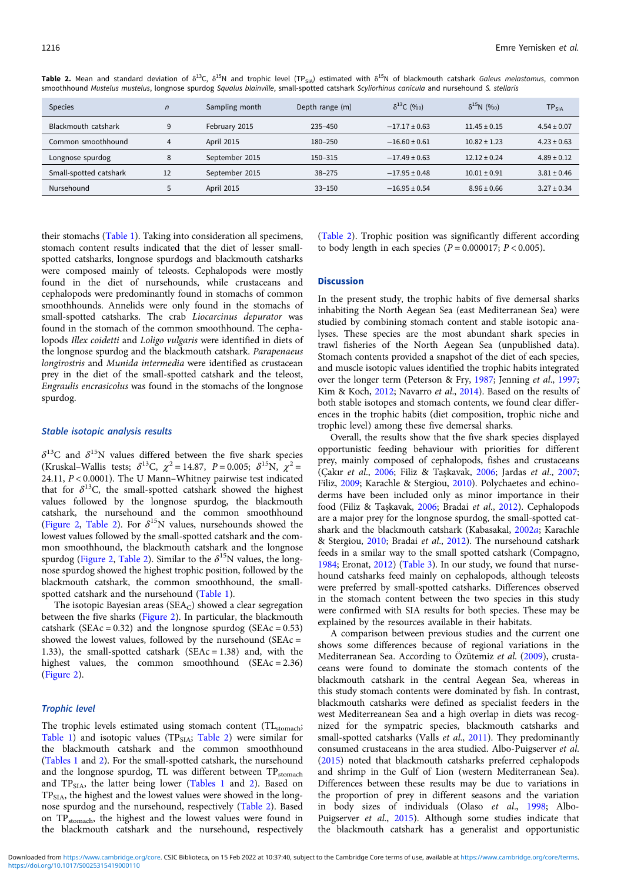**Table 2.** Mean and standard deviation of $\delta^{13}C$, $\delta^{15}N$ and trophic level ($TP_{SIA}$) estimated with $\delta^{15}N$ of blackmouth catshark *Galeus melastomus*, common smoothhound *Mustelus mustelus*, longnose spurdog *Squalus blainville*, small-spotted catshark *Scyliorhinus canicula* and nursehound *S. stellaris*

| Species | *n* | Sampling month | Depth range (m) | $\delta^{13}C$ (‰) | $\delta^{15}N$ (‰) | $TP_{SIA}$ |
|---|---|---|---|---|---|---|
| Blackmouth catshark | 9 | February 2015 | 235–450 | −17.17 ± 0.63 | 11.45 ± 0.15 | 4.54 ± 0.07 |
| Common smoothhound | 4 | April 2015 | 180–250 | −16.60 ± 0.61 | 10.82 ± 1.23 | 4.23 ± 0.63 |
| Longnose spurdog | 8 | September 2015 | 150–315 | −17.49 ± 0.63 | 12.12 ± 0.24 | 4.89 ± 0.12 |
| Small-spotted catshark | 12 | September 2015 | 38–275 | −17.95 ± 0.48 | 10.01 ± 0.91 | 3.81 ± 0.46 |
| Nursehound | 5 | April 2015 | 33–150 | −16.95 ± 0.54 | 8.96 ± 0.66 | 3.27 ± 0.34 |

their stomachs (Table 1). Taking into consideration all specimens, stomach content results indicated that the diet of lesser small-spotted catsharks, longnose spurdogs and blackmouth catsharks were composed mainly of teleosts. Cephalopods were mostly found in the diet of nursehounds, while crustaceans and cephalopods were predominantly found in stomachs of common smoothhounds. Annelids were only found in the stomachs of small-spotted catsharks. The crab *Liocarcinus depurator* was found in the stomach of the common smoothhound. The cephalopods *Illex coidetti* and *Loligo vulgaris* were identified in diets of the longnose spurdog and the blackmouth catshark. *Parapenaeus longirostris* and *Munida intermedia* were identified as crustacean prey in the diet of the small-spotted catshark and the teleost, *Engraulis encrasicolus* was found in the stomachs of the longnose spurdog.

### Stable isotopic analysis results

$\delta^{13}C$ and $\delta^{15}N$ values differed between the five shark species (Kruskal–Wallis tests; $\delta^{13}C$, $\chi^2 = 14.87$, $P = 0.005$; $\delta^{15}N$, $\chi^2 = 24.11$, $P < 0.0001$). The U Mann–Whitney pairwise test indicated that for $\delta^{13}C$, the small-spotted catshark showed the highest values followed by the longnose spurdog, the blackmouth catshark, the nursehound and the common smoothhound (Figure 2, Table 2). For $\delta^{15}N$ values, nursehounds showed the lowest values followed by the small-spotted catshark and the common smoothhound, the blackmouth catshark and the longnose spurdog (Figure 2, Table 2). Similar to the $\delta^{15}N$ values, the longnose spurdog showed the highest trophic position, followed by the blackmouth catshark, the common smoothhound, the small-spotted catshark and the nursehound (Table 1).

The isotopic Bayesian areas ($SEA_C$) showed a clear segregation between the five sharks (Figure 2). In particular, the blackmouth catshark (SEAc = 0.32) and the longnose spurdog (SEAc = 0.53) showed the lowest values, followed by the nursehound (SEAc = 1.33), the small-spotted catshark (SEAc = 1.38) and, with the highest values, the common smoothhound (SEAc = 2.36) (Figure 2).

### Trophic level

The trophic levels estimated using stomach content ($TL_{stomach}$; Table 1) and isotopic values ($TP_{SIA}$; Table 2) were similar for the blackmouth catshark and the common smoothhound (Tables 1 and 2). For the small-spotted catshark, the nursehound and the longnose spurdog, TL was different between $TP_{stomach}$ and $TP_{SIA}$, the latter being lower (Tables 1 and 2). Based on $TP_{SIA}$, the highest and the lowest values were showed in the longnose spurdog and the nursehound, respectively (Table 2). Based on $TP_{stomach}$, the highest and the lowest values were found in the blackmouth catshark and the nursehound, respectively (Table 2). Trophic position was significantly different according to body length in each species ($P = 0.000017$; $P < 0.005$).

## Discussion

In the present study, the trophic habits of five demersal sharks inhabiting the North Aegean Sea (east Mediterranean Sea) were studied by combining stomach content and stable isotopic analyses. These species are the most abundant shark species in trawl fisheries of the North Aegean Sea (unpublished data). Stomach contents provided a snapshot of the diet of each species, and muscle isotopic values identified the trophic habits integrated over the longer term (Peterson & Fry, 1987; Jenning *et al.*, 1997; Kim & Koch, 2012; Navarro *et al.*, 2014). Based on the results of both stable isotopes and stomach contents, we found clear differences in the trophic habits (diet composition, trophic niche and trophic level) among these five demersal sharks.

Overall, the results show that the five shark species displayed opportunistic feeding behaviour with priorities for different prey, mainly composed of cephalopods, fishes and crustaceans (Çakır *et al.*, 2006; Filiz & Taşkavak, 2006; Jardas *et al.*, 2007; Filiz, 2009; Karachle & Stergiou, 2010). Polychaetes and echinoderms have been included only as minor importance in their food (Filiz & Taşkavak, 2006; Bradai *et al.*, 2012). Cephalopods are a major prey for the longnose spurdog, the small-spotted catshark and the blackmouth catshark (Kabasakal, 2002*a*; Karachle & Stergiou, 2010; Bradai *et al.*, 2012). The nursehound catshark feeds in a smilar way to the small spotted catshark (Compagno, 1984; Eronat, 2012) (Table 3). In our study, we found that nursehound catsharks feed mainly on cephalopods, although teleosts were preferred by small-spotted catsharks. Differences observed in the stomach content between the two species in this study were confirmed with SIA results for both species. These may be explained by the resources available in their habitats.

A comparison between previous studies and the current one shows some differences because of regional variations in the Mediterranean Sea. According to Özütemiz *et al.* (2009), crustaceans were found to dominate the stomach contents of the blackmouth catshark in the central Aegean Sea, whereas in this study stomach contents were dominated by fish. In contrast, blackmouth catsharks were defined as specialist feeders in the west Mediterreanean Sea and a high overlap in diets was recognized for the sympatric species, blackmouth catsharks and small-spotted catsharks (Valls *et al.*, 2011). They predominantly consumed crustaceans in the area studied. Albo-Puigserver *et al.* (2015) noted that blackmouth catsharks preferred cephalopods and shrimp in the Gulf of Lion (western Mediterranean Sea). Differences between these results may be due to variations in the proportion of prey in different seasons and the variation in body sizes of individuals (Olaso *et al.*, 1998; Albo-Puigserver *et al.*, 2015). Although some studies indicate that the blackmouth catshark has a generalist and opportunistic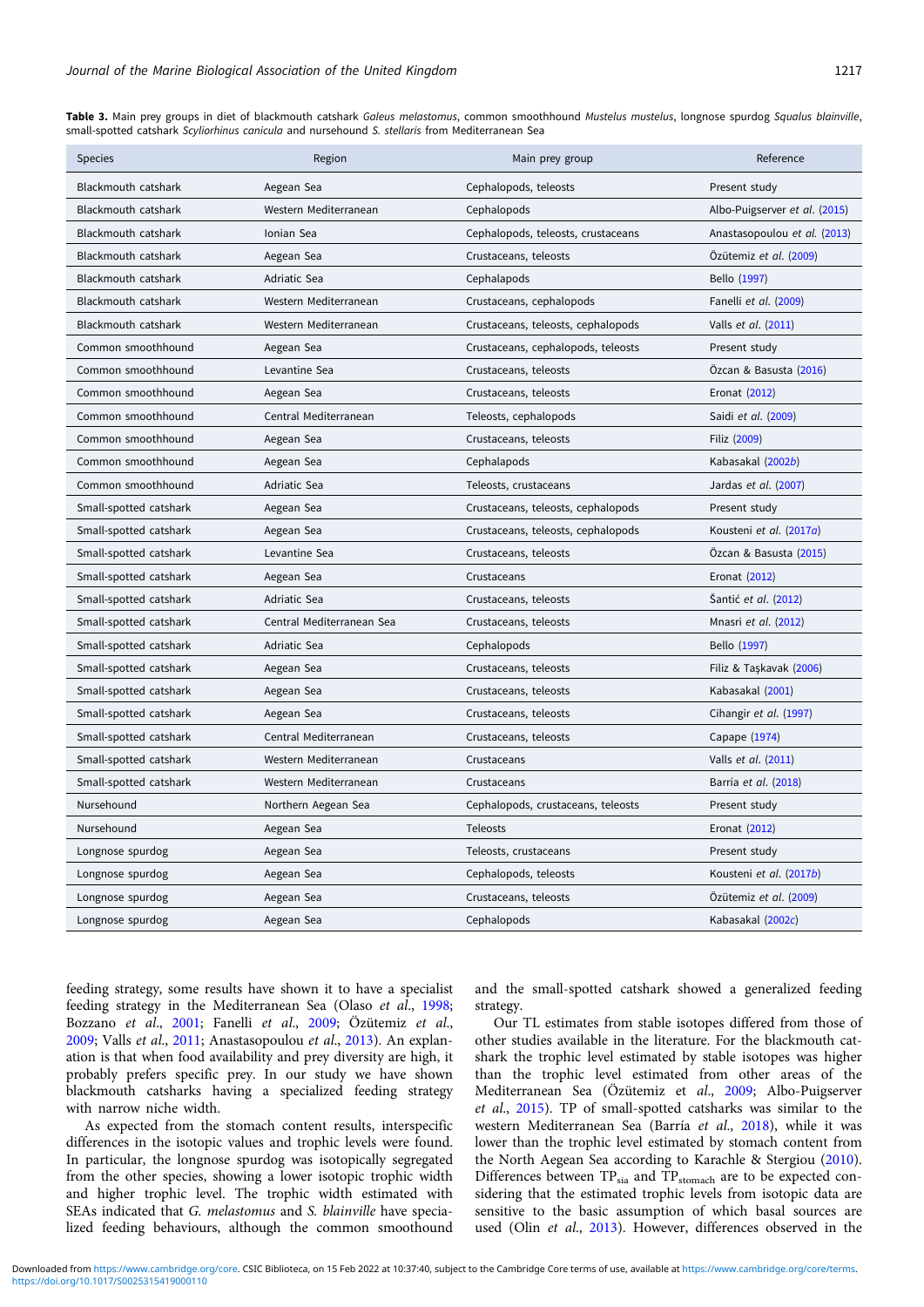**Table 3.** Main prey groups in diet of blackmouth catshark *Galeus melastomus*, common smoothhound *Mustelus mustelus*, longnose spurdog *Squalus blainville*, small-spotted catshark *Scyliorhinus canicula* and nursehound *S. stellaris* from Mediterranean Sea

| Species | Region | Main prey group | Reference |
|---|---|---|---|
| Blackmouth catshark | Aegean Sea | Cephalopods, teleosts | Present study |
| Blackmouth catshark | Western Mediterranean | Cephalopods | Albo-Puigserver *et al*. (2015) |
| Blackmouth catshark | Ionian Sea | Cephalopods, teleosts, crustaceans | Anastasopoulou *et al*. (2013) |
| Blackmouth catshark | Aegean Sea | Crustaceans, teleosts | Özütemiz *et al*. (2009) |
| Blackmouth catshark | Adriatic Sea | Cephalapods | Bello (1997) |
| Blackmouth catshark | Western Mediterranean | Crustaceans, cephalopods | Fanelli *et al*. (2009) |
| Blackmouth catshark | Western Mediterranean | Crustaceans, teleosts, cephalopods | Valls *et al*. (2011) |
| Common smoothhound | Aegean Sea | Crustaceans, cephalopods, teleosts | Present study |
| Common smoothhound | Levantine Sea | Crustaceans, teleosts | Özcan & Basusta (2016) |
| Common smoothhound | Aegean Sea | Crustaceans, teleosts | Eronat (2012) |
| Common smoothhound | Central Mediterranean | Teleosts, cephalopods | Saidi *et al*. (2009) |
| Common smoothhound | Aegean Sea | Crustaceans, teleosts | Filiz (2009) |
| Common smoothhound | Aegean Sea | Cephalopods | Kabasakal (2002*b*) |
| Common smoothhound | Adriatic Sea | Teleosts, crustaceans | Jardas *et al*. (2007) |
| Small-spotted catshark | Aegean Sea | Crustaceans, teleosts, cephalopods | Present study |
| Small-spotted catshark | Aegean Sea | Crustaceans, teleosts, cephalopods | Kousteni *et al*. (2017*a*) |
| Small-spotted catshark | Levantine Sea | Crustaceans, teleosts | Özcan & Basusta (2015) |
| Small-spotted catshark | Aegean Sea | Crustaceans | Eronat (2012) |
| Small-spotted catshark | Adriatic Sea | Crustaceans, teleosts | Šantić *et al*. (2012) |
| Small-spotted catshark | Central Mediterranean Sea | Crustaceans, teleosts | Mnasri *et al*. (2012) |
| Small-spotted catshark | Adriatic Sea | Cephalopods | Bello (1997) |
| Small-spotted catshark | Aegean Sea | Crustaceans, teleosts | Filiz & Taşkavak (2006) |
| Small-spotted catshark | Aegean Sea | Crustaceans, teleosts | Kabasakal (2001) |
| Small-spotted catshark | Aegean Sea | Crustaceans, teleosts | Cihangir *et al*. (1997) |
| Small-spotted catshark | Central Mediterranean | Crustaceans, teleosts | Capape (1974) |
| Small-spotted catshark | Western Mediterranean | Crustaceans | Valls *et al*. (2011) |
| Small-spotted catshark | Western Mediterranean | Crustaceans | Barría *et al*. (2018) |
| Nursehound | Northern Aegean Sea | Cephalopods, crustaceans, teleosts | Present study |
| Nursehound | Aegean Sea | Teleosts | Eronat (2012) |
| Longnose spurdog | Aegean Sea | Teleosts, crustaceans | Present study |
| Longnose spurdog | Aegean Sea | Cephalopods, teleosts | Kousteni *et al*. (2017*b*) |
| Longnose spurdog | Aegean Sea | Crustaceans, teleosts | Özütemiz *et al*. (2009) |
| Longnose spurdog | Aegean Sea | Cephalopods | Kabasakal (2002*c*) |

feeding strategy, some results have shown it to have a specialist feeding strategy in the Mediterranean Sea (Olaso *et al*., 1998; Bozzano *et al*., 2001; Fanelli *et al*., 2009; Özütemiz *et al*., 2009; Valls *et al*., 2011; Anastasopoulou *et al*., 2013). An explanation is that when food availability and prey diversity are high, it probably prefers specific prey. In our study we have shown blackmouth catsharks having a specialized feeding strategy with narrow niche width.

As expected from the stomach content results, interspecific differences in the isotopic values and trophic levels were found. In particular, the longnose spurdog was isotopically segregated from the other species, showing a lower isotopic trophic width and higher trophic level. The trophic width estimated with SEAs indicated that *G. melastomus* and *S. blainville* have specialized feeding behaviours, although the common smoothound and the small-spotted catshark showed a generalized feeding strategy.

Our TL estimates from stable isotopes differed from those of other studies available in the literature. For the blackmouth catshark the trophic level estimated by stable isotopes was higher than the trophic level estimated from other areas of the Mediterranean Sea (Özütemiz et al., 2009; Albo-Puigserver *et al*., 2015). TP of small-spotted catsharks was similar to the western Mediterranean Sea (Barría *et al*., 2018), while it was lower than the trophic level estimated by stomach content from the North Aegean Sea according to Karachle & Stergiou (2010). Differences between $TP_{sia}$ and $TP_{stomach}$ are to be expected considering that the estimated trophic levels from isotopic data are sensitive to the basic assumption of which basal sources are used (Olin *et al*., 2013). However, differences observed in the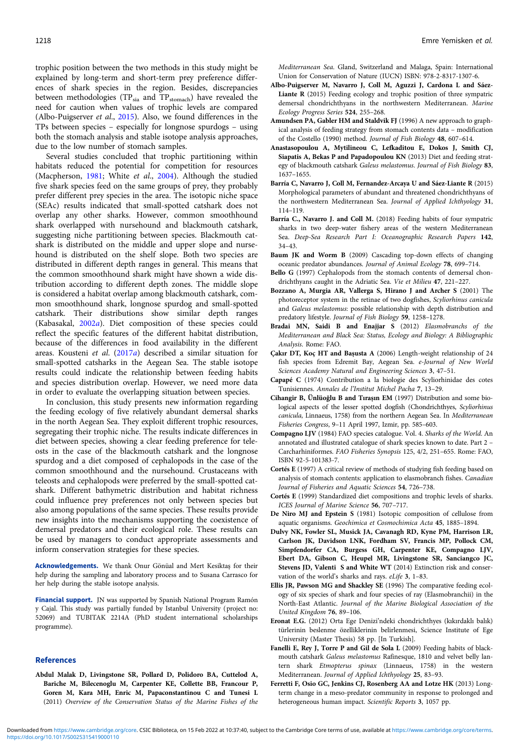trophic position between the two methods in this study might be explained by long-term and short-term prey preference differences of shark species in the region. Besides, discrepancies between methodologies ($TP_{sia}$ and $TP_{stomach}$) have revealed the need for caution when values of trophic levels are compared (Albo-Puigserver *et al.*, 2015). Also, we found differences in the TPs between species – especially for longnose spurdogs – using both the stomach analysis and stable isotope analysis approaches, due to the low number of stomach samples.

Several studies concluded that trophic partitioning within habitats reduced the potential for competition for resources (Macpherson, 1981; White *et al.*, 2004). Although the studied five shark species feed on the same groups of prey, they probably prefer different prey species in the area. The isotopic niche space (SEAc) results indicated that small-spotted catshark does not overlap any other sharks. However, common smoothhound shark overlapped with nursehound and blackmouth catshark, suggesting niche partitioning between species. Blackmouth catshark is distributed on the middle and upper slope and nursehound is distributed on the shelf slope. Both two species are distributed in different depth ranges in general. This means that the common smoothhound shark might have shown a wide distribution according to different depth zones. The middle slope is considered a habitat overlap among blackmouth catshark, common smoothhound shark, longnose spurdog and small-spotted catshark. Their distributions show similar depth ranges (Kabasakal, 2002*a*). Diet composition of these species could reflect the specific features of the different habitat distribution, because of the differences in food availability in the different areas. Kousteni et al. (2017*a*) described a similar situation for small-spotted catsharks in the Aegean Sea. The stable isotope results could indicate the relationship between feeding habits and species distribution overlap. However, we need more data in order to evaluate the overlapping situation between species.

In conclusion, this study presents new information regarding the feeding ecology of five relatively abundant demersal sharks in the north Aegean Sea. They exploit different trophic resources, segregating their trophic niche. The results indicate differences in diet between species, showing a clear feeding preference for teleosts in the case of the blackmouth catshark and the longnose spurdog and a diet composed of cephalopods in the case of the common smoothhound and the nursehound. Crustaceans with teleosts and cephalopods were preferred by the small-spotted catshark. Different bathymetric distribution and habitat richness could influence prey preferences not only between species but also among populations of the same species. These results provide new insights into the mechanisms supporting the coexistence of demersal predators and their ecological role. These results can be used by managers to conduct appropriate assessments and inform conservation strategies for these species.

**Acknowledgements.** We thank Onur Gönüal and Mert Kesiktaş for their help during the sampling and laboratory process and to Susana Carrasco for her help during the stable isotope analysis.

**Financial support.** JN was supported by Spanish National Program Ramón y Cajal. This study was partially funded by Istanbul University (project no: 52069) and TUBITAK 2214A (PhD student international scholarships programme).

## References

**Abdul Malak D, Livingstone SR, Pollard D, Polidoro BA, Cuttelod A, Bariche M, Bilecenoglu M, Carpenter KE, Collette BB, Francour P, Goren M, Kara MH, Enric M, Papaconstantinou C and Tunesi L** (2011) *Overview of the Conservation Status of the Marine Fishes of the Mediterranean Sea.* Gland, Switzerland and Malaga, Spain: International Union for Conservation of Nature (IUCN) ISBN: 978-2-8317-1307-6.

**Albo-Puigserver M, Navarro J, Coll M, Aguzzi J, Cardona L and Sáez-Liante R** (2015) Feeding ecology and trophic position of three sympatric demersal chondrichthyans in the northwestern Mediterranean. *Marine Ecology Progress Series* **524**, 255–268.

**Amundsen PA, Gabler HM and Staldvik FJ** (1996) A new approach to graphical analysis of feeding strategy from stomach contents data – modification of the Costello (1990) method. *Journal of Fish Biology* **48**, 607–614.

**Anastasopoulou A, Mytilineou C, Lefkaditou E, Dokos J, Smith CJ, Siapatis A, Bekas P and Papadopoulou KN** (2013) Diet and feeding strategy of blackmouth catshark *Galeus melastomus*. *Journal of Fish Biology* **83**, 1637–1655.

**Barría C, Navarro J, Coll M, Fernandez-Arcaya U and Sáez-Liante R** (2015) Morphological parameters of abundant and threatened chondrichthyans of the northwestern Mediterranean Sea. *Journal of Applied Ichthyology* **31**, 114–119.

**Barría C., Navarro J. and Coll M.** (2018) Feeding habits of four sympatric sharks in two deep-water fishery areas of the western Mediterranean Sea. *Deep-Sea Research Part I: Oceanographic Research Papers* **142**, 34–43.

**Baum JK and Worm B** (2009) Cascading top-down effects of changing oceanic predator abundances. *Journal of Animal Ecology* **78**, 699–714.

**Bello G** (1997) Cephalopods from the stomach contents of demersal chondrichthyans caught in the Adriatic Sea. *Vie et Milieu* **47**, 221–227.

**Bozzano A, Murgia AR, Vallerga S, Hirano J and Archer S** (2001) The photoreceptor system in the retinae of two dogfishes, *Scyliorhinus canicula* and *Galeus melastomus*: possible relationship with depth distribution and predatory lifestyle. *Journal of Fish Biology* **59**, 1258–1278.

**Bradai MN, Saidi B and Enajjar S** (2012) *Elasmobranchs of the Mediterranean and Black Sea: Status, Ecology and Biology: A Bibliographic Analysis.* Rome: FAO.

**Çakır DT, Koç HT and Başusta A** (2006) Length-weight relationship of 24 fish species from Edremit Bay, Aegean Sea. *e-Journal of New World Sciences Academy Natural and Engineering Sciences* **3**, 47–51.

**Capapé C** (1974) Contribution a la biologie des Scyliorhinidae des cotes Tunisiennes. *Annales de l'Institut Michel Pacha* **7**, 13–29.

**Cihangir B, Ünlüoğlu B and Tıraşın EM** (1997) Distribution and some biological aspects of the lesser spotted dogfish (Chondrichthyes, *Scyliorhinus canicula*, Linnaeus, 1758) from the northern Aegean Sea. In *Mediterranean Fisheries Congress*, 9–11 April 1997, Izmir, pp. 585–603.

**Compagno LJV** (1984) FAO species catalogue. Vol. 4. *Sharks of the World*. An annotated and illustrated catalogue of shark species known to date. Part 2 – Carcharhiniformes. *FAO Fisheries Synopsis* 125, 4/2, 251–655. Rome: FAO, ISBN 92-5-101383-7.

**Cortés E** (1997) A critical review of methods of studying fish feeding based on analysis of stomach contents: application to elasmobranch fishes. *Canadian Journal of Fisheries and Aquatic Sciences* **54**, 726–738.

**Cortés E** (1999) Standardized diet compositions and trophic levels of sharks. *ICES Journal of Marine Science* **56**, 707–717.

**De Niro MJ and Epstein S** (1981) Isotopic composition of cellulose from aquatic organisms. *Geochimica et Cosmochimica Acta* **45**, 1885–1894.

**Dulvy NK, Fowler SL, Musick JA, Cavanagh RD, Kyne PM, Harrison LR, Carlson JK, Davidson LNK, Fordham SV, Francis MP, Pollock CM, Simpfendorfer CA, Burgess GH, Carpenter KE, Compagno LJV, Ebert DA, Gibson C, Heupel MR, Livingstone SR, Sanciangco JC, Stevens JD, Valenti S and White WT** (2014) Extinction risk and conservation of the world's sharks and rays. *eLife* **3**, 1–83.

**Ellis JR, Pawson MG and Shackley SE** (1996) The comparative feeding ecology of six species of shark and four species of ray (Elasmobranchii) in the North-East Atlantic. *Journal of the Marine Biological Association of the United Kingdom* **76**, 89–106.

**Eronat E.G.** (2012) Orta Ege Denizi'ndeki chondrichthyes (kıkırdaklı balık) türlerinin beslenme özelliklerinin belirlenmesi, Science Institute of Ege University (Master Thesis) 58 pp. [In Turkish].

**Fanelli E, Rey J, Torre P and Gil de Sola L** (2009) Feeding habits of blackmouth catshark *Galeus melastomus* Rafinesque, 1810 and velvet belly lantern shark *Etmopterus spinax* (Linnaeus, 1758) in the western Mediterranean. *Journal of Applied Ichthyology* **25**, 83–93.

**Ferretti F, Osio GC, Jenkins CJ, Rosenberg AA and Lotze HK** (2013) Long-term change in a meso-predator community in response to prolonged and heterogeneous human impact. *Scientific Reports* **3**, 1057 pp.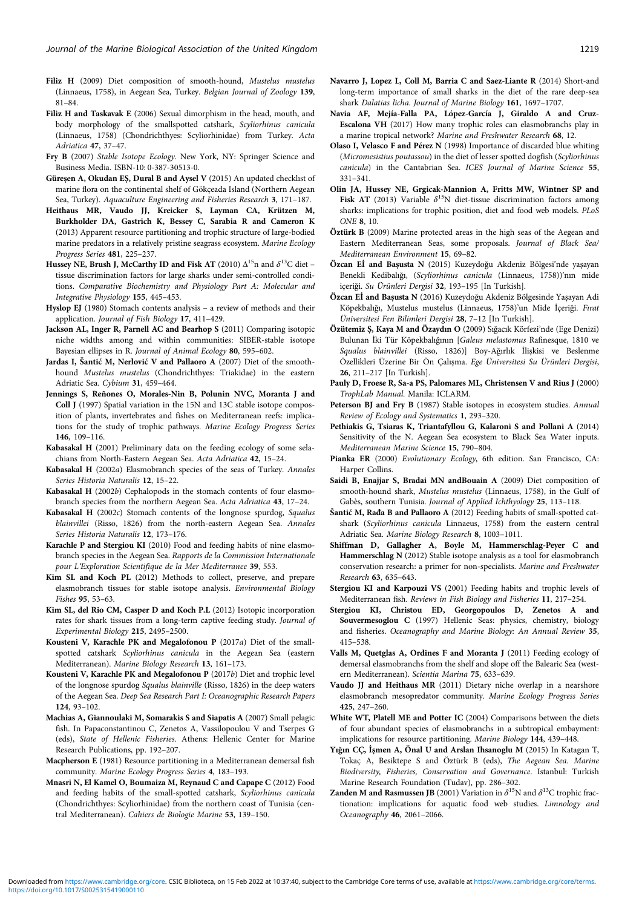**Filiz H** (2009) Diet composition of smooth-hound, *Mustelus mustelus* (Linnaeus, 1758), in Aegean Sea, Turkey. *Belgian Journal of Zoology* **139**, 81–84.

**Filiz H and Taskavak E** (2006) Sexual dimorphism in the head, mouth, and body morphology of the smallspotted catshark, *Scyliorhinus canicula* (Linnaeus, 1758) (Chondrichthyes: Scyliorhinidae) from Turkey. *Acta Adriatica* **47**, 37–47.

**Fry B** (2007) *Stable Isotope Ecology*. New York, NY: Springer Science and Business Media. ISBN-10: 0-387-30513-0.

**Güreşen A, Okudan EŞ, Dural B and Aysel V** (2015) An updated checklıst of marine flora on the continental shelf of Gökçeada Island (Northern Aegean Sea, Turkey). *Aquaculture Engineering and Fisheries Research* **3**, 171–187.

**Heithaus MR, Vaudo JJ, Kreicker S, Layman CA, Krützen M, Burkholder DA, Gastrich K, Bessey C, Sarabia R and Cameron K** (2013) Apparent resource partitioning and trophic structure of large-bodied marine predators in a relatively pristine seagrass ecosystem. *Marine Ecology Progress Series* **481**, 225–237.

**Hussey NE, Brush J, McCarthy ID and Fisk AT** (2010) $\Delta^{15}$n and $\delta^{13}$C diet – tissue discrimination factors for large sharks under semi-controlled conditions. *Comparative Biochemistry and Physiology Part A: Molecular and Integrative Physiology* **155**, 445–453.

**Hyslop EJ** (1980) Stomach contents analysis – a review of methods and their application. *Journal of Fish Biology* **17**, 411–429.

**Jackson AL, Inger R, Parnell AC and Bearhop S** (2011) Comparing isotopic niche widths among and within communities: SIBER-stable isotope Bayesian ellipses in R. *Journal of Animal Ecology* **80**, 595–602.

**Jardas I, Šantić M, Nerlović V and Pallaoro A** (2007) Diet of the smooth-hound *Mustelus mustelus* (Chondrichthyes: Triakidae) in the eastern Adriatic Sea. *Cybium* **31**, 459–464.

**Jennings S, Reñones O, Morales-Nin B, Polunin NVC, Moranta J and Coll J** (1997) Spatial variation in the 15N and 13C stable isotope composition of plants, invertebrates and fishes on Mediterranean reefs: implications for the study of trophic pathways. *Marine Ecology Progress Series* **146**, 109–116.

**Kabasakal H** (2001) Preliminary data on the feeding ecology of some selachians from North-Eastern Aegean Sea. *Acta Adriatica* **42**, 15–24.

**Kabasakal H** (2002*a*) Elasmobranch species of the seas of Turkey. *Annales Series Historia Naturalis* **12**, 15–22.

**Kabasakal H** (2002*b*) Cephalopods in the stomach contents of four elasmobranch species from the northern Aegean Sea. *Acta Adriatica* **43**, 17–24.

**Kabasakal H** (2002*c*) Stomach contents of the longnose spurdog, *Squalus blainvillei* (Risso, 1826) from the north-eastern Aegean Sea. *Annales Series Historia Naturalis* **12**, 173–176.

**Karachle P and Stergiou KI** (2010) Food and feeding habits of nine elasmobranch species in the Aegean Sea. *Rapports de la Commission Internationale pour L'Exploration Scientifique de la Mer Mediterranee* **39**, 553.

**Kim SL and Koch PL** (2012) Methods to collect, preserve, and prepare elasmobranch tissues for stable isotope analysis. *Environmental Biology Fishes* **95**, 53–63.

**Kim SL, del Rio CM, Casper D and Koch P.L** (2012) Isotopic incorporation rates for shark tissues from a long-term captive feeding study. *Journal of Experimental Biology* **215**, 2495–2500.

**Kousteni V, Karachle PK and Megalofonou P** (2017*a*) Diet of the small-spotted catshark *Scyliorhinus canicula* in the Aegean Sea (eastern Mediterranean). *Marine Biology Research* **13**, 161–173.

**Kousteni V, Karachle PK and Megalofonou P** (2017*b*) Diet and trophic level of the longnose spurdog *Squalus blainville* (Risso, 1826) in the deep waters of the Aegean Sea. *Deep Sea Research Part I: Oceanographic Research Papers* **124**, 93–102.

**Machias A, Giannoulaki M, Somarakis S and Siapatis A** (2007) Small pelagic fish. In Papaconstantinou C, Zenetos A, Vassilopoulou V and Tserpes G (eds), *State of Hellenic Fisheries*. Athens: Hellenic Center for Marine Research Publications, pp. 192–207.

**Macpherson E** (1981) Resource partitioning in a Mediterranean demersal fish community. *Marine Ecology Progress Series* **4**, 183–193.

**Mnasri N, El Kamel O, Boumaiza M, Reynaud C and Capape C** (2012) Food and feeding habits of the small-spotted catshark, *Scyliorhinus canicula* (Chondrichthyes: Scyliorhinidae) from the northern coast of Tunisia (central Mediterranean). *Cahiers de Biologie Marine* **53**, 139–150.

**Navarro J, Lopez L, Coll M, Barria C and Saez-Liante R** (2014) Short-and long-term importance of small sharks in the diet of the rare deep-sea shark *Dalatias licha*. *Journal of Marine Biology* **161**, 1697–1707.

**Navia AF, Mejía-Falla PA, López-García J, Giraldo A and Cruz-Escalona VH** (2017) How many trophic roles can elasmobranchs play in a marine tropical network? *Marine and Freshwater Research* **68**, 12.

**Olaso I, Velasco F and Pérez N** (1998) Importance of discarded blue whiting (*Micromesistius poutassou*) in the diet of lesser spotted dogfish (*Scyliorhinus canicula*) in the Cantabrian Sea. *ICES Journal of Marine Science* **55**, 331–341.

**Olin JA, Hussey NE, Grgicak-Mannion A, Fritts MW, Wintner SP and Fisk AT** (2013) Variable $\delta^{15}$N diet-tissue discrimination factors among sharks: implications for trophic position, diet and food web models. *PLoS ONE* **8**, 10.

**Öztürk B** (2009) Marine protected areas in the high seas of the Aegean and Eastern Mediterranean Seas, some proposals. *Journal of Black Sea/Mediterranean Environment* **15**, 69–82.

**Özcan Eİ and Başusta N** (2015) Kuzeydoğu Akdeniz Bölgesi'nde yaşayan Benekli Kedibalığı, (*Scyliorhinus canicula* (Linnaeus, 1758))'nın mide içeriği. *Su Ürünleri Dergisi* **32**, 193–195 [In Turkish].

**Özcan Eİ and Başusta N** (2016) Kuzeydoğu Akdeniz Bölgesinde Yaşayan Adi Köpekbalığı, Mustelus mustelus (Linnaeus, 1758)'un Mide İçeriği. *Fırat Üniversitesi Fen Bilimleri Dergisi* **28**, 7–12 [In Turkish].

**Özütemiz Ş, Kaya M and Özaydın O** (2009) Sığacık Körfezi'nde (Ege Denizi) Bulunan İki Tür Köpekbalığının [*Galeus melastomus* Rafinesque, 1810 ve *Squalus blainvillei* (Risso, 1826)] Boy-Ağırlık İlişkisi ve Beslenme Özellikleri Üzerine Bir Ön Çalışma. *Ege Üniversitesi Su Ürünleri Dergisi*, **26**, 211–217 [In Turkish].

**Pauly D, Froese R, Sa-a PS, Palomares ML, Christensen V and Rius J** (2000) *TrophLab Manual*. Manila: ICLARM.

**Peterson BJ and Fry B** (1987) Stable isotopes in ecosystem studies. *Annual Review of Ecology and Systematics* **1**, 293–320.

**Pethiakis G, Tsiaras K, Triantafyllou G, Kalaroni S and Pollani A** (2014) Sensitivity of the N. Aegean Sea ecosystem to Black Sea Water inputs. *Mediterranean Marine Science* **15**, 790–804.

**Pianka ER** (2000) *Evolutionary Ecology*, 6th edition. San Francisco, CA: Harper Collins.

**Saidi B, Enajjar S, Bradai MN andBouain A** (2009) Diet composition of smooth-hound shark, *Mustelus mustelus* (Linnaeus, 1758), in the Gulf of Gabès, southern Tunisia. *Journal of Applied Ichthyology* **25**, 113–118.

**Šantić M, Rađa B and Pallaoro A** (2012) Feeding habits of small-spotted catshark (*Scyliorhinus canicula* Linnaeus, 1758) from the eastern central Adriatic Sea. *Marine Biology Research* **8**, 1003–1011.

**Shiffman D, Gallagher A, Boyle M, Hammerschlag-Peyer C and Hammerschlag N** (2012) Stable isotope analysis as a tool for elasmobranch conservation research: a primer for non-specialists. *Marine and Freshwater Research* **63**, 635–643.

**Stergiou KI and Karpouzi VS** (2001) Feeding habits and trophic levels of Mediterranean fish. *Reviews in Fish Biology and Fisheries* **11**, 217–254.

**Stergiou KI, Christou ED, Georgopoulos D, Zenetos A and Souvermesoglou C** (1997) Hellenic Seas: physics, chemistry, biology and fisheries. *Oceanography and Marine Biology: An Annual Review* **35**, 415–538.

**Valls M, Quetglas A, Ordines F and Moranta J** (2011) Feeding ecology of demersal elasmobranchs from the shelf and slope off the Balearic Sea (western Mediterranean). *Scientia Marina* **75**, 633–639.

**Vaudo JJ and Heithaus MR** (2011) Dietary niche overlap in a nearshore elasmobranch mesopredator community. *Marine Ecology Progress Series* **425**, 247–260.

**White WT, Platell ME and Potter IC** (2004) Comparisons between the diets of four abundant species of elasmobranchs in a subtropical embayment: implications for resource partitioning. *Marine Biology* **144**, 439–448.

**Yığın CÇ, İşmen A, Önal U and Arslan Ihsanoglu M** (2015) In Katagan T, Tokaç A, Besiktepe S and Öztürk B (eds), *The Aegean Sea. Marine Biodiversity, Fisheries, Conservation and Governance*. Istanbul: Turkish Marine Research Foundation (Tudav), pp. 286–302.

**Zanden M and Rasmussen JB** (2001) Variation in $\delta^{15}$N and $\delta^{13}$C trophic fractionation: implications for aquatic food web studies. *Limnology and Oceanography* **46**, 2061–2066.